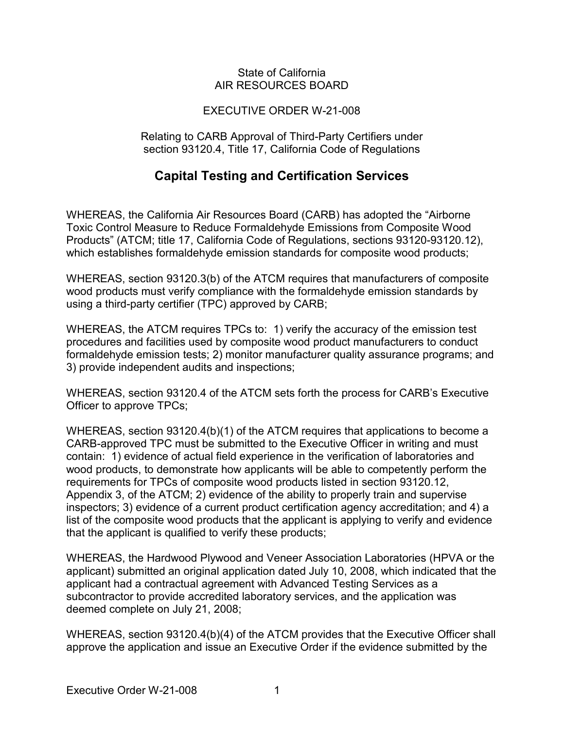State of California
AIR RESOURCES BOARD

EXECUTIVE ORDER W-21-008

Relating to CARB Approval of Third-Party Certifiers under section 93120.4, Title 17, California Code of Regulations

# Capital Testing and Certification Services

WHEREAS, the California Air Resources Board (CARB) has adopted the "Airborne Toxic Control Measure to Reduce Formaldehyde Emissions from Composite Wood Products" (ATCM; title 17, California Code of Regulations, sections 93120-93120.12), which establishes formaldehyde emission standards for composite wood products;

WHEREAS, section 93120.3(b) of the ATCM requires that manufacturers of composite wood products must verify compliance with the formaldehyde emission standards by using a third-party certifier (TPC) approved by CARB;

WHEREAS, the ATCM requires TPCs to: 1) verify the accuracy of the emission test procedures and facilities used by composite wood product manufacturers to conduct formaldehyde emission tests; 2) monitor manufacturer quality assurance programs; and 3) provide independent audits and inspections;

WHEREAS, section 93120.4 of the ATCM sets forth the process for CARB's Executive Officer to approve TPCs;

WHEREAS, section 93120.4(b)(1) of the ATCM requires that applications to become a CARB-approved TPC must be submitted to the Executive Officer in writing and must contain: 1) evidence of actual field experience in the verification of laboratories and wood products, to demonstrate how applicants will be able to competently perform the requirements for TPCs of composite wood products listed in section 93120.12, Appendix 3, of the ATCM; 2) evidence of the ability to properly train and supervise inspectors; 3) evidence of a current product certification agency accreditation; and 4) a list of the composite wood products that the applicant is applying to verify and evidence that the applicant is qualified to verify these products;

WHEREAS, the Hardwood Plywood and Veneer Association Laboratories (HPVA or the applicant) submitted an original application dated July 10, 2008, which indicated that the applicant had a contractual agreement with Advanced Testing Services as a subcontractor to provide accredited laboratory services, and the application was deemed complete on July 21, 2008;

WHEREAS, section 93120.4(b)(4) of the ATCM provides that the Executive Officer shall approve the application and issue an Executive Order if the evidence submitted by the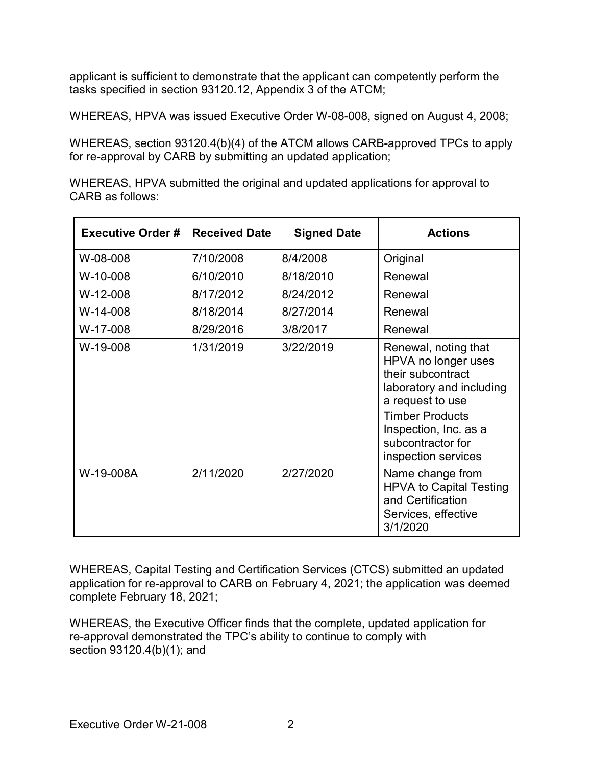applicant is sufficient to demonstrate that the applicant can competently perform the tasks specified in section 93120.12, Appendix 3 of the ATCM;

WHEREAS, HPVA was issued Executive Order W-08-008, signed on August 4, 2008;

WHEREAS, section 93120.4(b)(4) of the ATCM allows CARB-approved TPCs to apply for re-approval by CARB by submitting an updated application;

WHEREAS, HPVA submitted the original and updated applications for approval to CARB as follows:

| Executive Order # | Received Date | Signed Date | Actions |
|---|---|---|---|
| W-08-008 | 7/10/2008 | 8/4/2008 | Original |
| W-10-008 | 6/10/2010 | 8/18/2010 | Renewal |
| W-12-008 | 8/17/2012 | 8/24/2012 | Renewal |
| W-14-008 | 8/18/2014 | 8/27/2014 | Renewal |
| W-17-008 | 8/29/2016 | 3/8/2017 | Renewal |
| W-19-008 | 1/31/2019 | 3/22/2019 | Renewal, noting that HPVA no longer uses their subcontract laboratory and including a request to use Timber Products Inspection, Inc. as a subcontractor for inspection services |
| W-19-008A | 2/11/2020 | 2/27/2020 | Name change from HPVA to Capital Testing and Certification Services, effective 3/1/2020 |

WHEREAS, Capital Testing and Certification Services (CTCS) submitted an updated application for re-approval to CARB on February 4, 2021; the application was deemed complete February 18, 2021;

WHEREAS, the Executive Officer finds that the complete, updated application for re-approval demonstrated the TPC's ability to continue to comply with section 93120.4(b)(1); and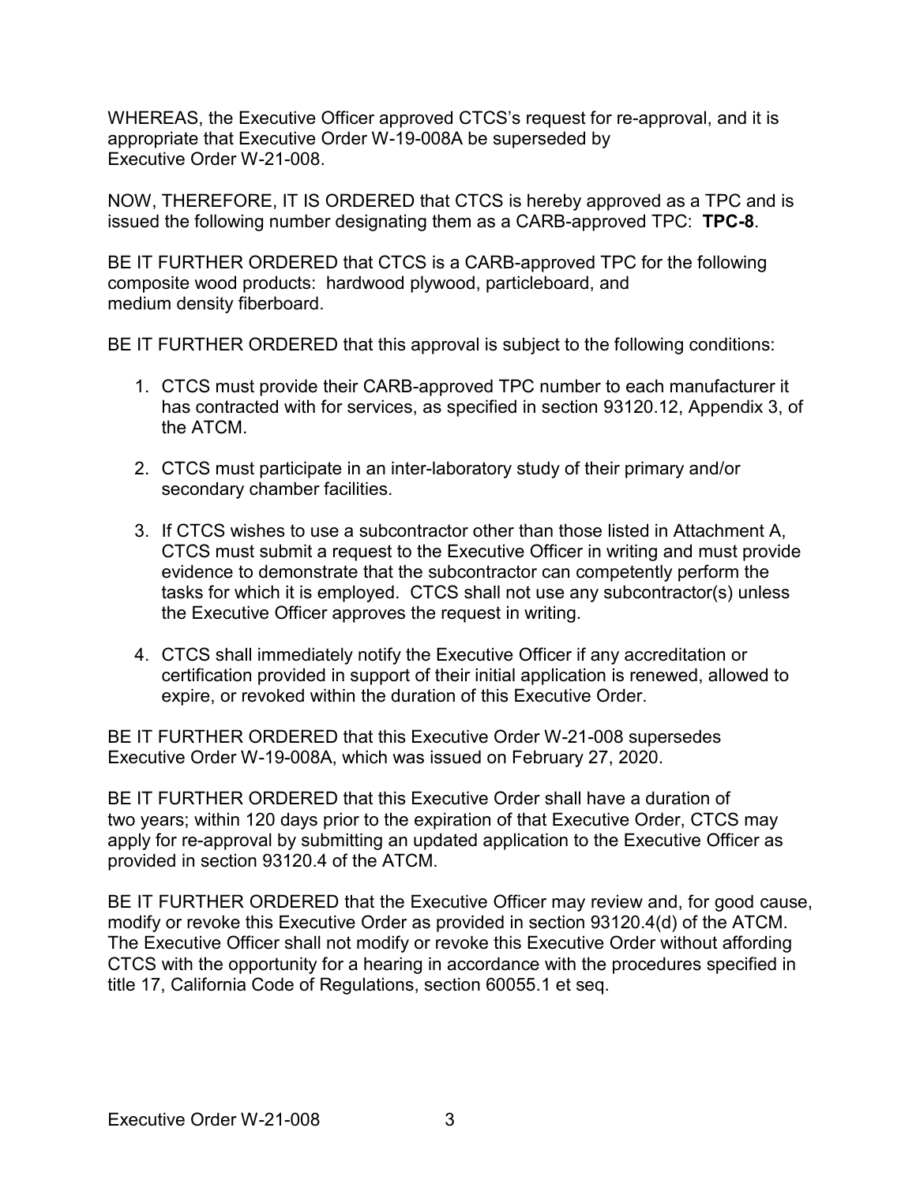WHEREAS, the Executive Officer approved CTCS's request for re-approval, and it is appropriate that Executive Order W-19-008A be superseded by Executive Order W-21-008.

NOW, THEREFORE, IT IS ORDERED that CTCS is hereby approved as a TPC and is issued the following number designating them as a CARB-approved TPC: **TPC-8**.

BE IT FURTHER ORDERED that CTCS is a CARB-approved TPC for the following composite wood products: hardwood plywood, particleboard, and medium density fiberboard.

BE IT FURTHER ORDERED that this approval is subject to the following conditions:

1. CTCS must provide their CARB-approved TPC number to each manufacturer it has contracted with for services, as specified in section 93120.12, Appendix 3, of the ATCM.

2. CTCS must participate in an inter-laboratory study of their primary and/or secondary chamber facilities.

3. If CTCS wishes to use a subcontractor other than those listed in Attachment A, CTCS must submit a request to the Executive Officer in writing and must provide evidence to demonstrate that the subcontractor can competently perform the tasks for which it is employed. CTCS shall not use any subcontractor(s) unless the Executive Officer approves the request in writing.

4. CTCS shall immediately notify the Executive Officer if any accreditation or certification provided in support of their initial application is renewed, allowed to expire, or revoked within the duration of this Executive Order.

BE IT FURTHER ORDERED that this Executive Order W-21-008 supersedes Executive Order W-19-008A, which was issued on February 27, 2020.

BE IT FURTHER ORDERED that this Executive Order shall have a duration of two years; within 120 days prior to the expiration of that Executive Order, CTCS may apply for re-approval by submitting an updated application to the Executive Officer as provided in section 93120.4 of the ATCM.

BE IT FURTHER ORDERED that the Executive Officer may review and, for good cause, modify or revoke this Executive Order as provided in section 93120.4(d) of the ATCM. The Executive Officer shall not modify or revoke this Executive Order without affording CTCS with the opportunity for a hearing in accordance with the procedures specified in title 17, California Code of Regulations, section 60055.1 et seq.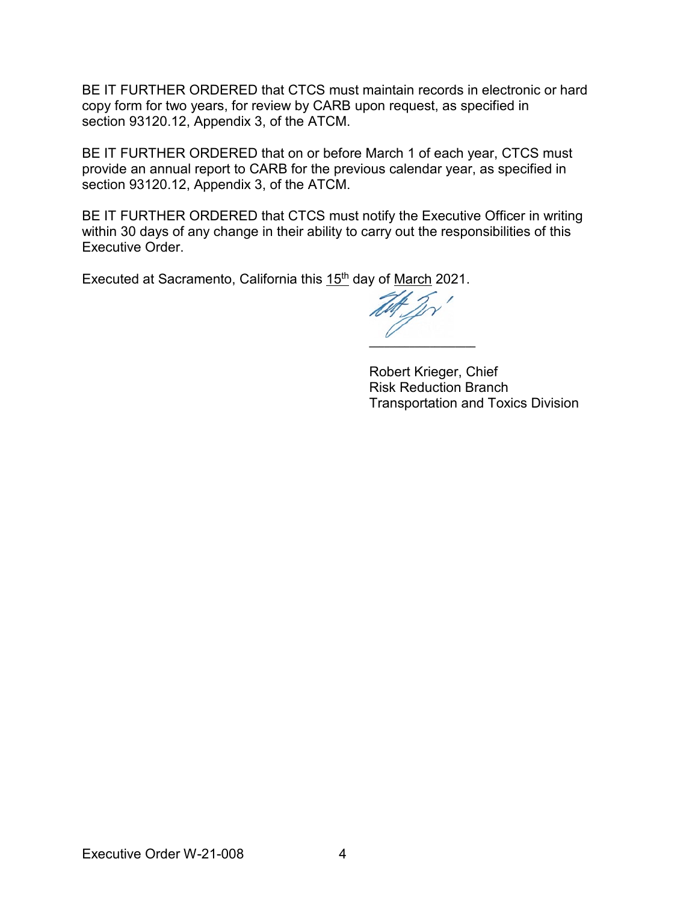BE IT FURTHER ORDERED that CTCS must maintain records in electronic or hard copy form for two years, for review by CARB upon request, as specified in section 93120.12, Appendix 3, of the ATCM.

BE IT FURTHER ORDERED that on or before March 1 of each year, CTCS must provide an annual report to CARB for the previous calendar year, as specified in section 93120.12, Appendix 3, of the ATCM.

BE IT FURTHER ORDERED that CTCS must notify the Executive Officer in writing within 30 days of any change in their ability to carry out the responsibilities of this Executive Order.

Executed at Sacramento, California this 15th day of March 2021.

\_\_\_\_\_\_\_\_\_\_\_\_\_\_

Robert Krieger, Chief
Risk Reduction Branch
Transportation and Toxics Division

Executive Order W-21-008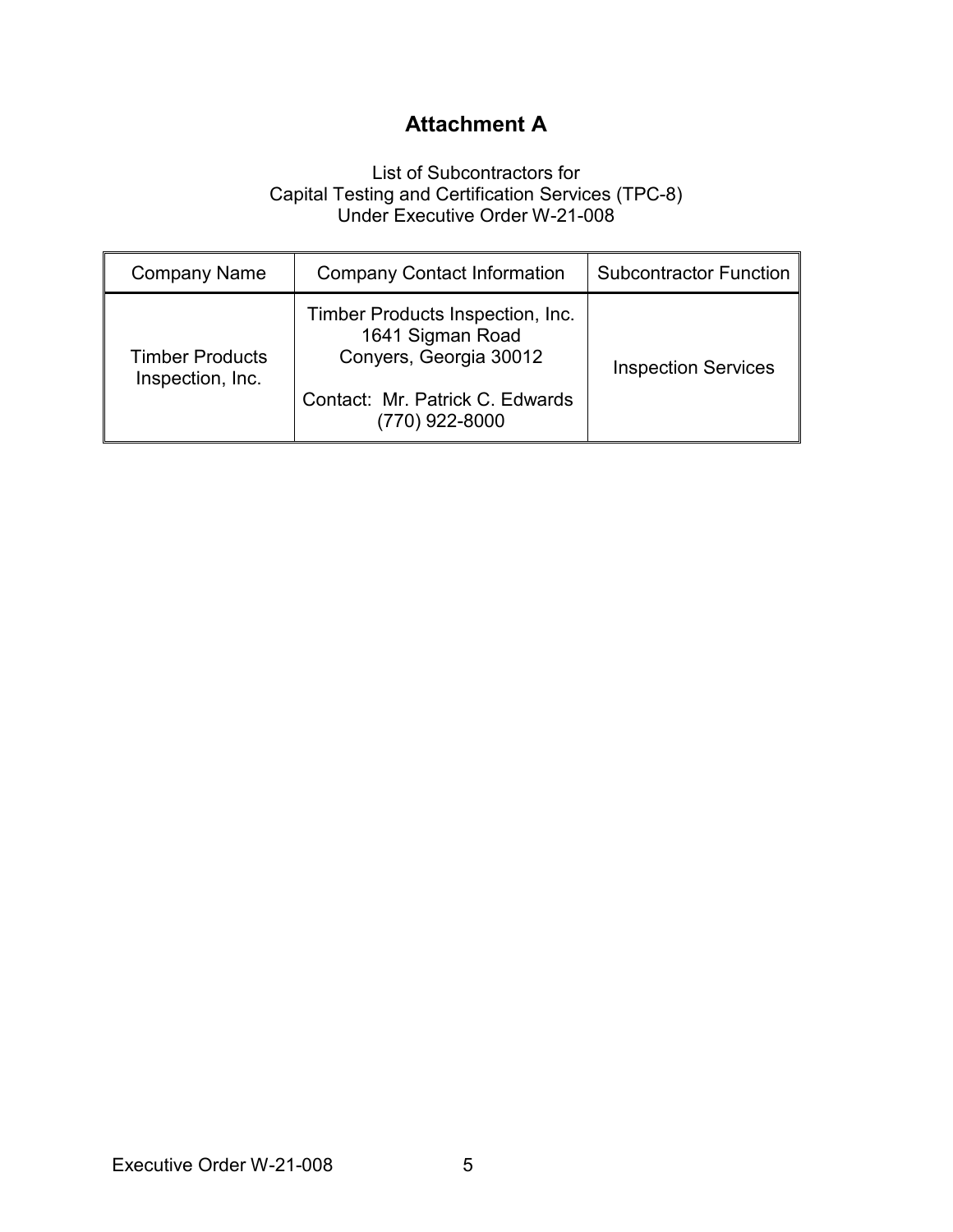# Attachment A

List of Subcontractors for
Capital Testing and Certification Services (TPC-8)
Under Executive Order W-21-008

| Company Name | Company Contact Information | Subcontractor Function |
|---|---|---|
| Timber Products Inspection, Inc. | Timber Products Inspection, Inc.<br>1641 Sigman Road<br>Conyers, Georgia 30012<br><br>Contact: Mr. Patrick C. Edwards<br>(770) 922-8000 | Inspection Services |